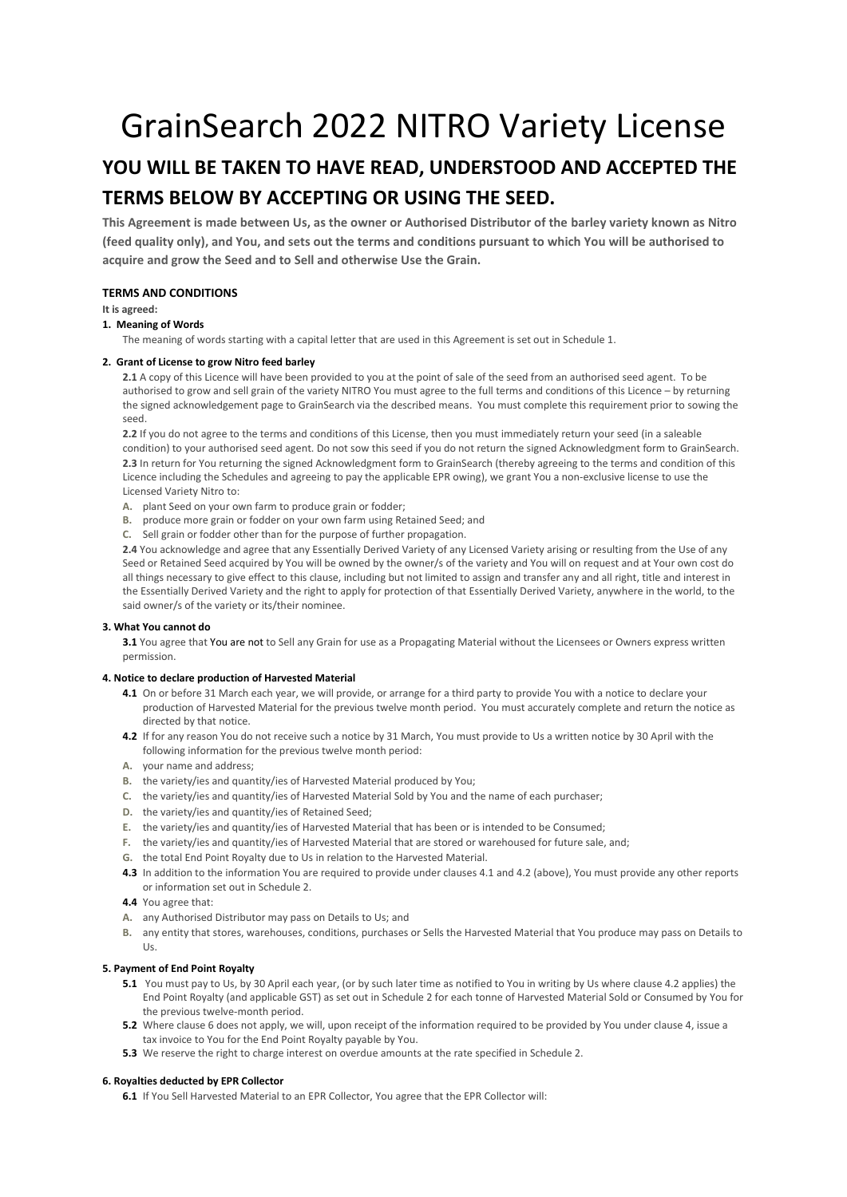# GrainSearch 2022 NITRO Variety License

## YOU WILL BE TAKEN TO HAVE READ, UNDERSTOOD AND ACCEPTED THE TERMS BELOW BY ACCEPTING OR USING THE SEED.

**This Agreement is made between Us, as the owner or Authorised Distributor of the barley variety known as Nitro (feed quality only), and You, and sets out the terms and conditions pursuant to which You will be authorised to acquire and grow the Seed and to Sell and otherwise Use the Grain.**

**TERMS AND CONDITIONS**

**It is agreed:**

**1. Meaning of Words**

The meaning of words starting with a capital letter that are used in this Agreement is set out in Schedule 1.

**2. Grant of License to grow Nitro feed barley**

**2.1** A copy of this Licence will have been provided to you at the point of sale of the seed from an authorised seed agent. To be authorised to grow and sell grain of the variety NITRO You must agree to the full terms and conditions of this Licence – by returning the signed acknowledgement page to GrainSearch via the described means. You must complete this requirement prior to sowing the seed.

**2.2** If you do not agree to the terms and conditions of this License, then you must immediately return your seed (in a saleable condition) to your authorised seed agent. Do not sow this seed if you do not return the signed Acknowledgment form to GrainSearch.

**2.3** In return for You returning the signed Acknowledgment form to GrainSearch (thereby agreeing to the terms and condition of this Licence including the Schedules and agreeing to pay the applicable EPR owing), we grant You a non-exclusive license to use the Licensed Variety Nitro to:

- **A.** plant Seed on your own farm to produce grain or fodder;
- **B.** produce more grain or fodder on your own farm using Retained Seed; and
- **C.** Sell grain or fodder other than for the purpose of further propagation.

**2.4** You acknowledge and agree that any Essentially Derived Variety of any Licensed Variety arising or resulting from the Use of any Seed or Retained Seed acquired by You will be owned by the owner/s of the variety and You will on request and at Your own cost do all things necessary to give effect to this clause, including but not limited to assign and transfer any and all right, title and interest in the Essentially Derived Variety and the right to apply for protection of that Essentially Derived Variety, anywhere in the world, to the said owner/s of the variety or its/their nominee.

**3. What You cannot do**

**3.1** You agree that You are not to Sell any Grain for use as a Propagating Material without the Licensees or Owners express written permission.

**4. Notice to declare production of Harvested Material**

**4.1** On or before 31 March each year, we will provide, or arrange for a third party to provide You with a notice to declare your production of Harvested Material for the previous twelve month period. You must accurately complete and return the notice as directed by that notice.

**4.2** If for any reason You do not receive such a notice by 31 March, You must provide to Us a written notice by 30 April with the following information for the previous twelve month period:

- **A.** your name and address;
- **B.** the variety/ies and quantity/ies of Harvested Material produced by You;
- **C.** the variety/ies and quantity/ies of Harvested Material Sold by You and the name of each purchaser;
- **D.** the variety/ies and quantity/ies of Retained Seed;
- **E.** the variety/ies and quantity/ies of Harvested Material that has been or is intended to be Consumed;
- **F.** the variety/ies and quantity/ies of Harvested Material that are stored or warehoused for future sale, and;
- **G.** the total End Point Royalty due to Us in relation to the Harvested Material.

**4.3** In addition to the information You are required to provide under clauses 4.1 and 4.2 (above), You must provide any other reports or information set out in Schedule 2.

**4.4** You agree that:

- **A.** any Authorised Distributor may pass on Details to Us; and
- **B.** any entity that stores, warehouses, conditions, purchases or Sells the Harvested Material that You produce may pass on Details to Us.

**5. Payment of End Point Royalty**

**5.1** You must pay to Us, by 30 April each year, (or by such later time as notified to You in writing by Us where clause 4.2 applies) the End Point Royalty (and applicable GST) as set out in Schedule 2 for each tonne of Harvested Material Sold or Consumed by You for the previous twelve-month period.

**5.2** Where clause 6 does not apply, we will, upon receipt of the information required to be provided by You under clause 4, issue a tax invoice to You for the End Point Royalty payable by You.

**5.3** We reserve the right to charge interest on overdue amounts at the rate specified in Schedule 2.

**6. Royalties deducted by EPR Collector**

**6.1** If You Sell Harvested Material to an EPR Collector, You agree that the EPR Collector will: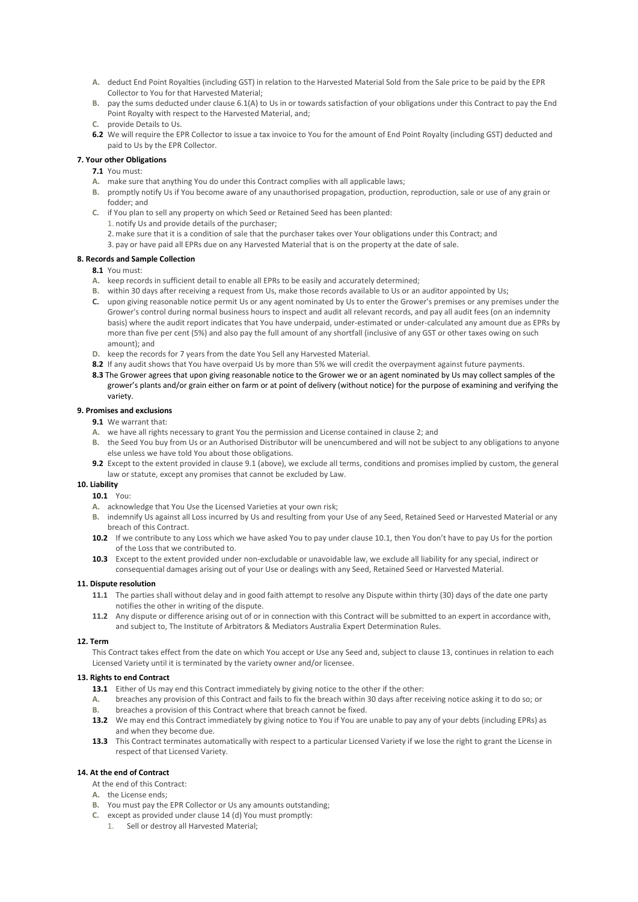- **A.** deduct End Point Royalties (including GST) in relation to the Harvested Material Sold from the Sale price to be paid by the EPR Collector to You for that Harvested Material;
- **B.** pay the sums deducted under clause 6.1(A) to Us in or towards satisfaction of your obligations under this Contract to pay the End Point Royalty with respect to the Harvested Material, and;
- **C.** provide Details to Us.

**6.2** We will require the EPR Collector to issue a tax invoice to You for the amount of End Point Royalty (including GST) deducted and paid to Us by the EPR Collector.

**7. Your other Obligations**

**7.1** You must:

- **A.** make sure that anything You do under this Contract complies with all applicable laws;
- **B.** promptly notify Us if You become aware of any unauthorised propagation, production, reproduction, sale or use of any grain or fodder; and
- **C.** if You plan to sell any property on which Seed or Retained Seed has been planted:
  1. notify Us and provide details of the purchaser;
  2. make sure that it is a condition of sale that the purchaser takes over Your obligations under this Contract; and
  3. pay or have paid all EPRs due on any Harvested Material that is on the property at the date of sale.

**8. Records and Sample Collection**

**8.1** You must:

- **A.** keep records in sufficient detail to enable all EPRs to be easily and accurately determined;
- **B.** within 30 days after receiving a request from Us, make those records available to Us or an auditor appointed by Us;
- **C.** upon giving reasonable notice permit Us or any agent nominated by Us to enter the Grower's premises or any premises under the Grower's control during normal business hours to inspect and audit all relevant records, and pay all audit fees (on an indemnity basis) where the audit report indicates that You have underpaid, under-estimated or under-calculated any amount due as EPRs by more than five per cent (5%) and also pay the full amount of any shortfall (inclusive of any GST or other taxes owing on such amount); and
- **D.** keep the records for 7 years from the date You Sell any Harvested Material.

**8.2** If any audit shows that You have overpaid Us by more than 5% we will credit the overpayment against future payments.

**8.3** The Grower agrees that upon giving reasonable notice to the Grower we or an agent nominated by Us may collect samples of the grower's plants and/or grain either on farm or at point of delivery (without notice) for the purpose of examining and verifying the variety.

**9. Promises and exclusions**

**9.1** We warrant that:

- **A.** we have all rights necessary to grant You the permission and License contained in clause 2; and
- **B.** the Seed You buy from Us or an Authorised Distributor will be unencumbered and will not be subject to any obligations to anyone else unless we have told You about those obligations.

**9.2** Except to the extent provided in clause 9.1 (above), we exclude all terms, conditions and promises implied by custom, the general law or statute, except any promises that cannot be excluded by Law.

**10. Liability**

**10.1** You:

- **A.** acknowledge that You Use the Licensed Varieties at your own risk;
- **B.** indemnify Us against all Loss incurred by Us and resulting from your Use of any Seed, Retained Seed or Harvested Material or any breach of this Contract.

**10.2** If we contribute to any Loss which we have asked You to pay under clause 10.1, then You don't have to pay Us for the portion of the Loss that we contributed to.

**10.3** Except to the extent provided under non-excludable or unavoidable law, we exclude all liability for any special, indirect or consequential damages arising out of your Use or dealings with any Seed, Retained Seed or Harvested Material.

**11. Dispute resolution**

**11.1** The parties shall without delay and in good faith attempt to resolve any Dispute within thirty (30) days of the date one party notifies the other in writing of the dispute.

**11.2** Any dispute or difference arising out of or in connection with this Contract will be submitted to an expert in accordance with, and subject to, The Institute of Arbitrators & Mediators Australia Expert Determination Rules.

**12. Term**

This Contract takes effect from the date on which You accept or Use any Seed and, subject to clause 13, continues in relation to each Licensed Variety until it is terminated by the variety owner and/or licensee.

**13. Rights to end Contract**

**13.1** Either of Us may end this Contract immediately by giving notice to the other if the other:

- **A.** breaches any provision of this Contract and fails to fix the breach within 30 days after receiving notice asking it to do so; or
- **B.** breaches a provision of this Contract where that breach cannot be fixed.

**13.2** We may end this Contract immediately by giving notice to You if You are unable to pay any of your debts (including EPRs) as and when they become due.

**13.3** This Contract terminates automatically with respect to a particular Licensed Variety if we lose the right to grant the License in respect of that Licensed Variety.

**14. At the end of Contract**

At the end of this Contract:

- **A.** the License ends;
- **B.** You must pay the EPR Collector or Us any amounts outstanding;
- **C.** except as provided under clause 14 (d) You must promptly:
  1. Sell or destroy all Harvested Material;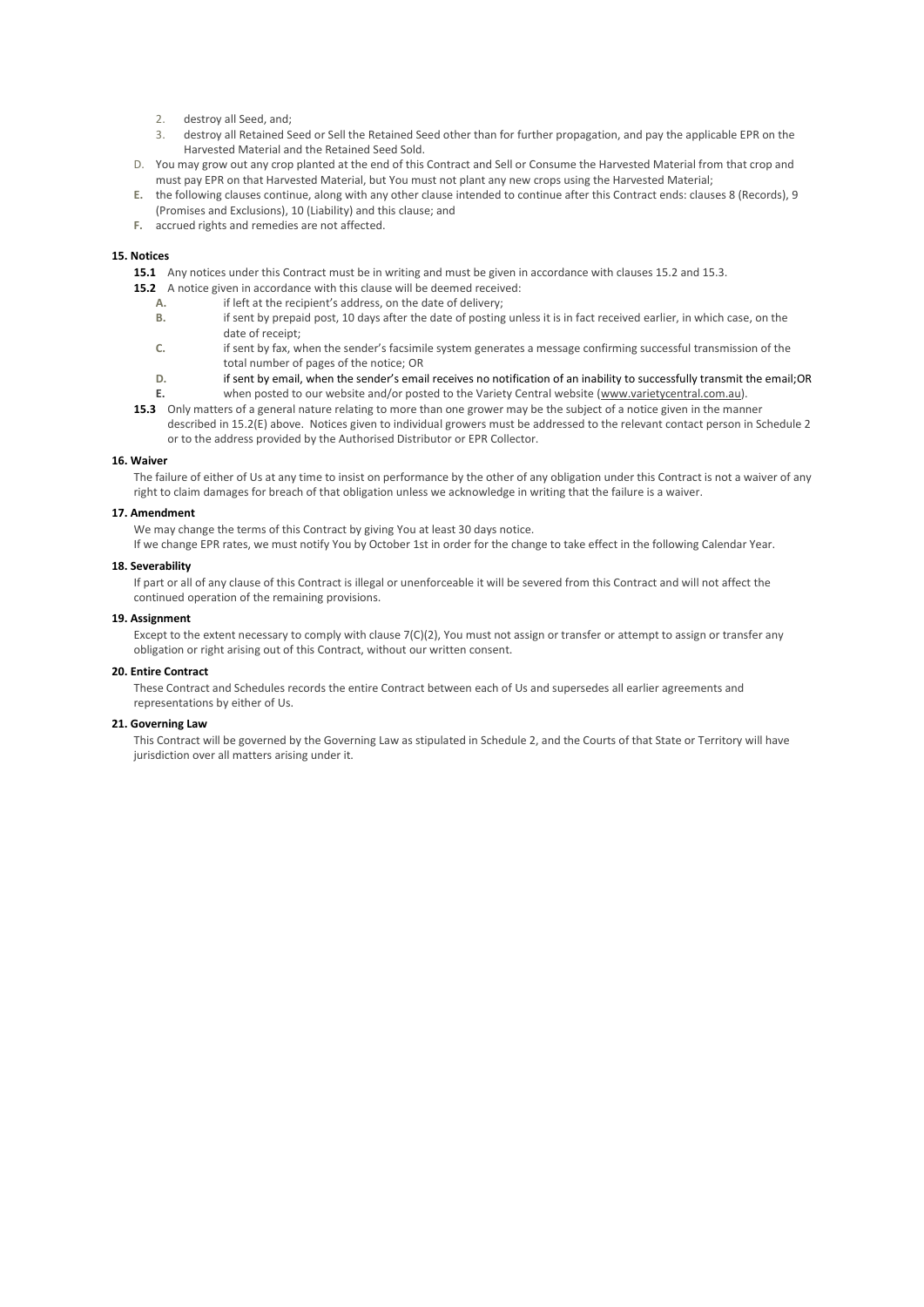2. destroy all Seed, and;
3. destroy all Retained Seed or Sell the Retained Seed other than for further propagation, and pay the applicable EPR on the Harvested Material and the Retained Seed Sold.

D. You may grow out any crop planted at the end of this Contract and Sell or Consume the Harvested Material from that crop and must pay EPR on that Harvested Material, but You must not plant any new crops using the Harvested Material;

E. the following clauses continue, along with any other clause intended to continue after this Contract ends: clauses 8 (Records), 9 (Promises and Exclusions), 10 (Liability) and this clause; and

F. accrued rights and remedies are not affected.

**15. Notices**

**15.1** Any notices under this Contract must be in writing and must be given in accordance with clauses 15.2 and 15.3.

**15.2** A notice given in accordance with this clause will be deemed received:

A. if left at the recipient's address, on the date of delivery;

B. if sent by prepaid post, 10 days after the date of posting unless it is in fact received earlier, in which case, on the date of receipt;

C. if sent by fax, when the sender's facsimile system generates a message confirming successful transmission of the total number of pages of the notice; OR

D. if sent by email, when the sender's email receives no notification of an inability to successfully transmit the email;OR

E. when posted to our website and/or posted to the Variety Central website (www.varietycentral.com.au).

**15.3** Only matters of a general nature relating to more than one grower may be the subject of a notice given in the manner described in 15.2(E) above. Notices given to individual growers must be addressed to the relevant contact person in Schedule 2 or to the address provided by the Authorised Distributor or EPR Collector.

**16. Waiver**

The failure of either of Us at any time to insist on performance by the other of any obligation under this Contract is not a waiver of any right to claim damages for breach of that obligation unless we acknowledge in writing that the failure is a waiver.

**17. Amendment**

We may change the terms of this Contract by giving You at least 30 days notice.

If we change EPR rates, we must notify You by October 1st in order for the change to take effect in the following Calendar Year.

**18. Severability**

If part or all of any clause of this Contract is illegal or unenforceable it will be severed from this Contract and will not affect the continued operation of the remaining provisions.

**19. Assignment**

Except to the extent necessary to comply with clause 7(C)(2), You must not assign or transfer or attempt to assign or transfer any obligation or right arising out of this Contract, without our written consent.

**20. Entire Contract**

These Contract and Schedules records the entire Contract between each of Us and supersedes all earlier agreements and representations by either of Us.

**21. Governing Law**

This Contract will be governed by the Governing Law as stipulated in Schedule 2, and the Courts of that State or Territory will have jurisdiction over all matters arising under it.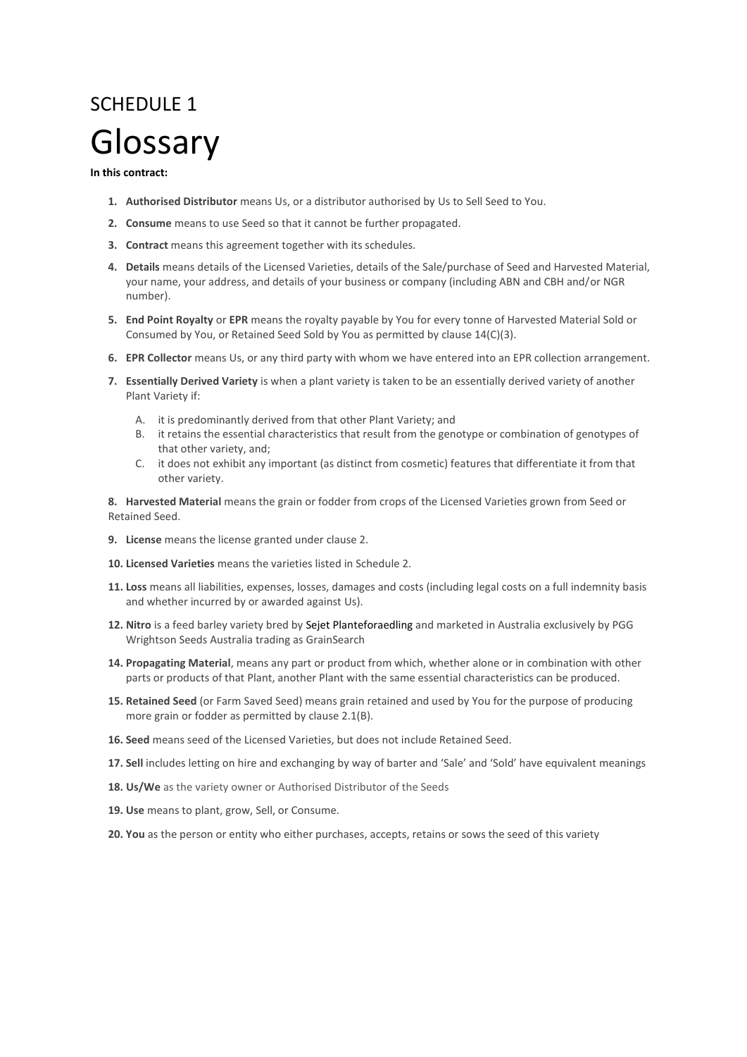SCHEDULE 1

# Glossary

**In this contract:**

1. **Authorised Distributor** means Us, or a distributor authorised by Us to Sell Seed to You.
2. **Consume** means to use Seed so that it cannot be further propagated.
3. **Contract** means this agreement together with its schedules.
4. **Details** means details of the Licensed Varieties, details of the Sale/purchase of Seed and Harvested Material, your name, your address, and details of your business or company (including ABN and CBH and/or NGR number).
5. **End Point Royalty** or **EPR** means the royalty payable by You for every tonne of Harvested Material Sold or Consumed by You, or Retained Seed Sold by You as permitted by clause 14(C)(3).
6. **EPR Collector** means Us, or any third party with whom we have entered into an EPR collection arrangement.
7. **Essentially Derived Variety** is when a plant variety is taken to be an essentially derived variety of another Plant Variety if:
   A. it is predominantly derived from that other Plant Variety; and
   B. it retains the essential characteristics that result from the genotype or combination of genotypes of that other variety, and;
   C. it does not exhibit any important (as distinct from cosmetic) features that differentiate it from that other variety.

**8. Harvested Material** means the grain or fodder from crops of the Licensed Varieties grown from Seed or Retained Seed.

9. **License** means the license granted under clause 2.
10. **Licensed Varieties** means the varieties listed in Schedule 2.
11. **Loss** means all liabilities, expenses, losses, damages and costs (including legal costs on a full indemnity basis and whether incurred by or awarded against Us).
12. **Nitro** is a feed barley variety bred by Sejet Planteforaedling and marketed in Australia exclusively by PGG Wrightson Seeds Australia trading as GrainSearch
14. **Propagating Material**, means any part or product from which, whether alone or in combination with other parts or products of that Plant, another Plant with the same essential characteristics can be produced.
15. **Retained Seed** (or Farm Saved Seed) means grain retained and used by You for the purpose of producing more grain or fodder as permitted by clause 2.1(B).
16. **Seed** means seed of the Licensed Varieties, but does not include Retained Seed.
17. **Sell** includes letting on hire and exchanging by way of barter and 'Sale' and 'Sold' have equivalent meanings
18. **Us/We** as the variety owner or Authorised Distributor of the Seeds
19. **Use** means to plant, grow, Sell, or Consume.
20. **You** as the person or entity who either purchases, accepts, retains or sows the seed of this variety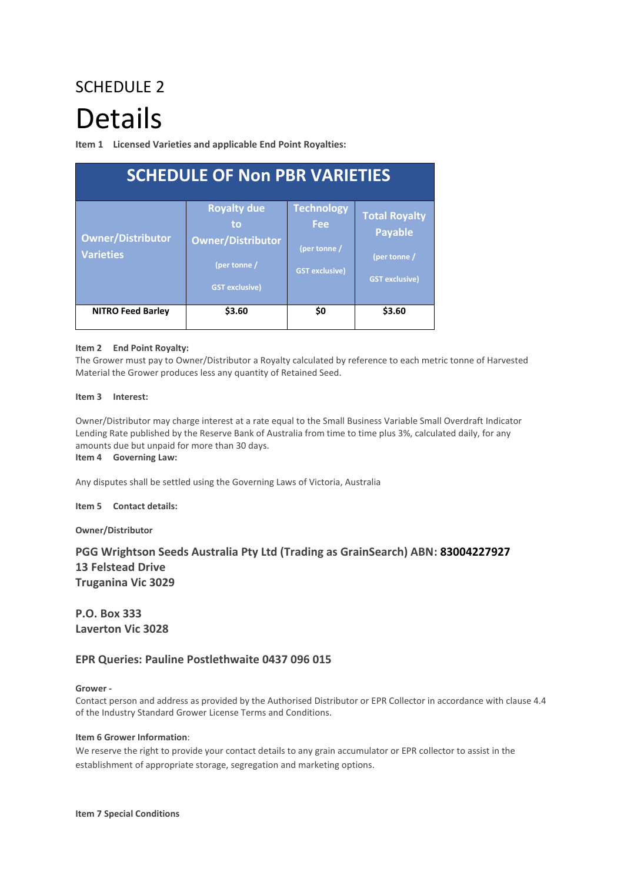SCHEDULE 2

# Details

**Item 1 Licensed Varieties and applicable End Point Royalties:**

| SCHEDULE OF Non PBR VARIETIES | | | |
|---|---|---|---|
| **Owner/Distributor Varieties** | **Royalty due to Owner/Distributor** (per tonne / GST exclusive) | **Technology Fee** (per tonne / GST exclusive) | **Total Royalty Payable** (per tonne / GST exclusive) |
| **NITRO Feed Barley** | **$3.60** | **$0** | **$3.60** |

**Item 2 End Point Royalty:**

The Grower must pay to Owner/Distributor a Royalty calculated by reference to each metric tonne of Harvested Material the Grower produces less any quantity of Retained Seed.

**Item 3 Interest:**

Owner/Distributor may charge interest at a rate equal to the Small Business Variable Small Overdraft Indicator Lending Rate published by the Reserve Bank of Australia from time to time plus 3%, calculated daily, for any amounts due but unpaid for more than 30 days.

**Item 4 Governing Law:**

Any disputes shall be settled using the Governing Laws of Victoria, Australia

**Item 5 Contact details:**

**Owner/Distributor**

**PGG Wrightson Seeds Australia Pty Ltd (Trading as GrainSearch) ABN: 83004227927**
**13 Felstead Drive**
**Truganina Vic 3029**

**P.O. Box 333**
**Laverton Vic 3028**

**EPR Queries: Pauline Postlethwaite 0437 096 015**

**Grower -**

Contact person and address as provided by the Authorised Distributor or EPR Collector in accordance with clause 4.4 of the Industry Standard Grower License Terms and Conditions.

**Item 6 Grower Information**:

We reserve the right to provide your contact details to any grain accumulator or EPR collector to assist in the establishment of appropriate storage, segregation and marketing options.

**Item 7 Special Conditions**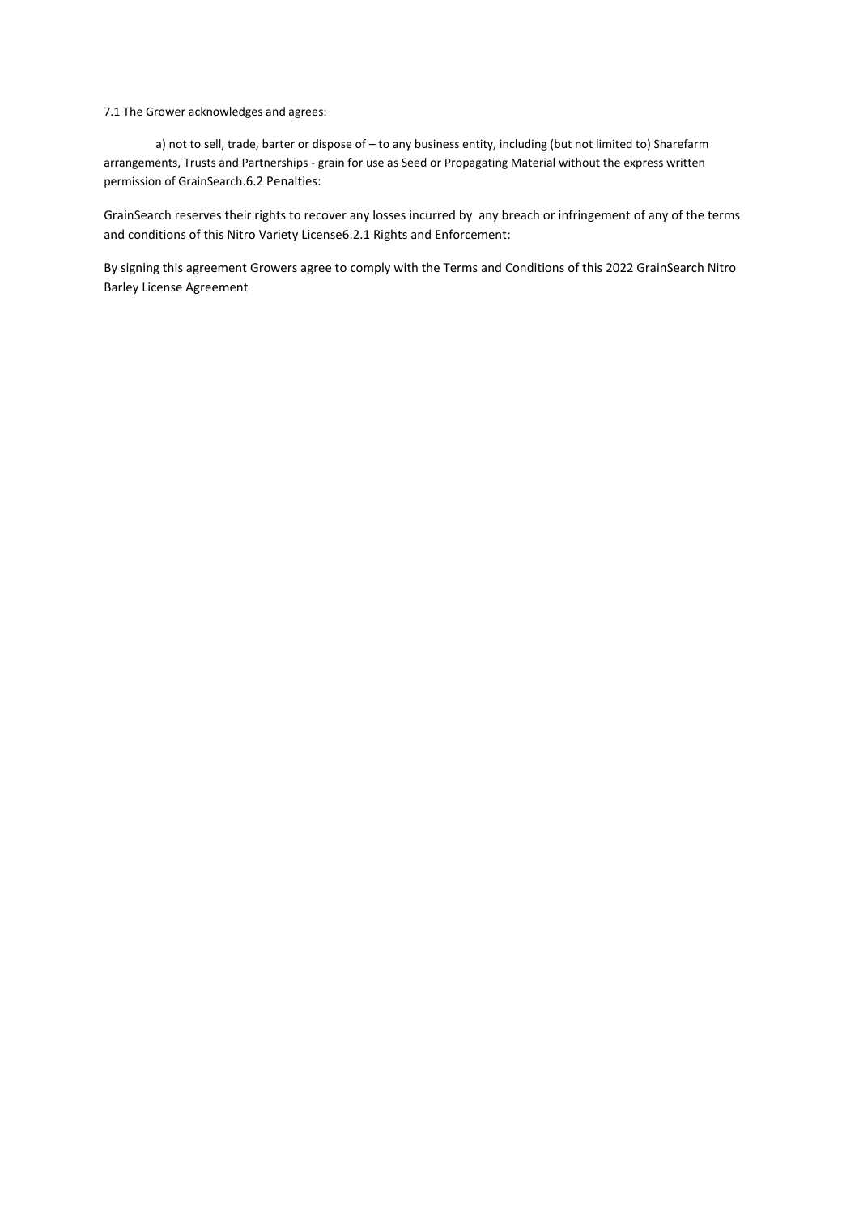7.1 The Grower acknowledges and agrees:

a) not to sell, trade, barter or dispose of – to any business entity, including (but not limited to) Sharefarm arrangements, Trusts and Partnerships - grain for use as Seed or Propagating Material without the express written permission of GrainSearch.6.2 Penalties:

GrainSearch reserves their rights to recover any losses incurred by any breach or infringement of any of the terms and conditions of this Nitro Variety License6.2.1 Rights and Enforcement:

By signing this agreement Growers agree to comply with the Terms and Conditions of this 2022 GrainSearch Nitro Barley License Agreement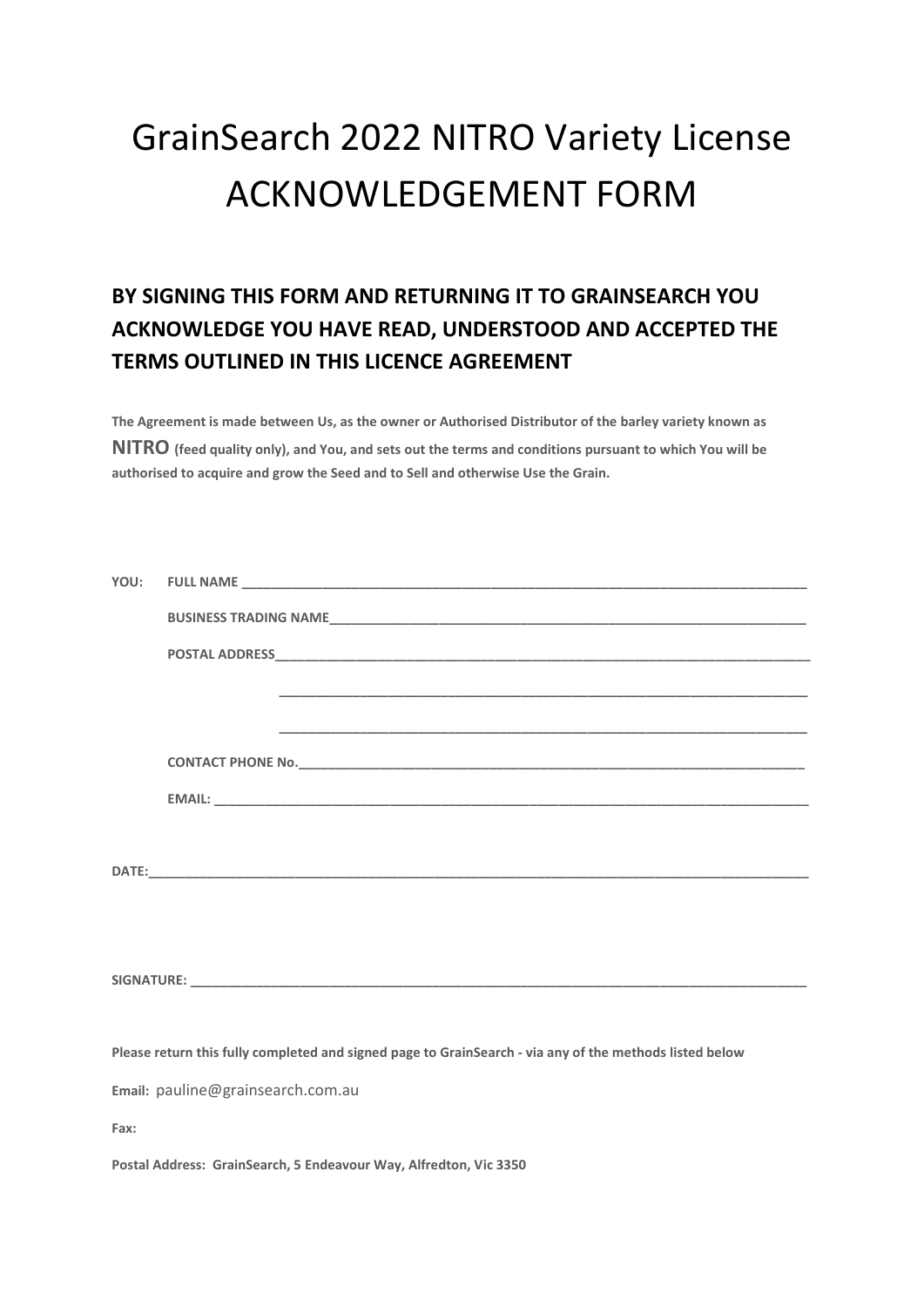# GrainSearch 2022 NITRO Variety License ACKNOWLEDGEMENT FORM

## BY SIGNING THIS FORM AND RETURNING IT TO GRAINSEARCH YOU ACKNOWLEDGE YOU HAVE READ, UNDERSTOOD AND ACCEPTED THE TERMS OUTLINED IN THIS LICENCE AGREEMENT

**The Agreement is made between Us, as the owner or Authorised Distributor of the barley variety known as NITRO (feed quality only), and You, and sets out the terms and conditions pursuant to which You will be authorised to acquire and grow the Seed and to Sell and otherwise Use the Grain.**

**YOU:** **FULL NAME** ______________________________________________________________

**BUSINESS TRADING NAME**______________________________________________________

**POSTAL ADDRESS**_____________________________________________________________

_____________________________________________________________

_____________________________________________________________

**CONTACT PHONE No.**___________________________________________________________

**EMAIL:** ______________________________________________________________________

**DATE:**___________________________________________________________________________

**SIGNATURE:** ______________________________________________________________________

**Please return this fully completed and signed page to GrainSearch - via any of the methods listed below**

**Email:** pauline@grainsearch.com.au

**Fax:**

**Postal Address: GrainSearch, 5 Endeavour Way, Alfredton, Vic 3350**